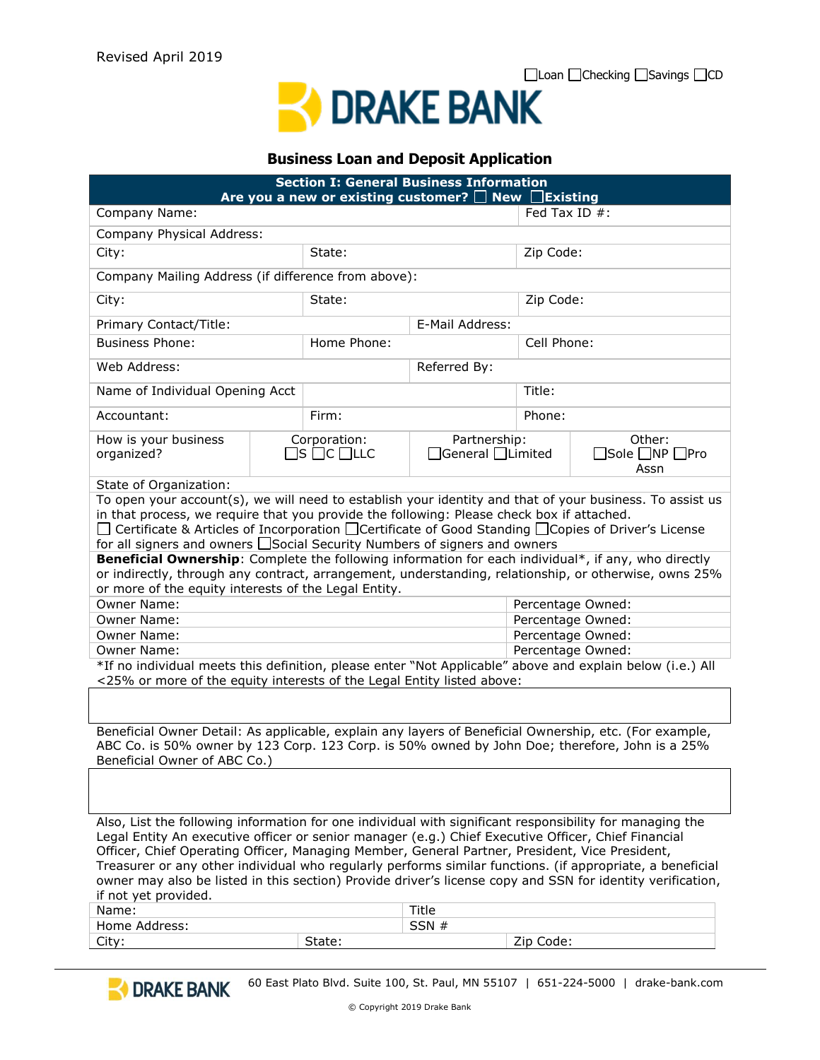Revised April 2019

☐Loan ☐Checking ☐Savings ☐CD

# DRAKE BANK

## Business Loan and Deposit Application

| **Section I: General Business Information**<br>**Are you a new or existing customer? ☐ New ☐Existing** | | | |
|---|---|---|---|
| Company Name: | | | Fed Tax ID #: |
| Company Physical Address: | | | |
| City: | State: | | Zip Code: |
| Company Mailing Address (if difference from above): | | | |
| City: | State: | | Zip Code: |
| Primary Contact/Title: | | E-Mail Address: | |
| Business Phone: | Home Phone: | | Cell Phone: |
| Web Address: | | Referred By: | |
| Name of Individual Opening Acct | | | Title: |
| Accountant: | Firm: | | Phone: |
| How is your business organized? | Corporation: ☐S ☐C ☐LLC | Partnership: ☐General ☐Limited | Other: ☐Sole ☐NP ☐Pro Assn |
| State of Organization: | | | |

To open your account(s), we will need to establish your identity and that of your business. To assist us in that process, we require that you provide the following: Please check box if attached.
☐ Certificate & Articles of Incorporation ☐Certificate of Good Standing ☐Copies of Driver's License for all signers and owners ☐Social Security Numbers of signers and owners

**Beneficial Ownership**: Complete the following information for each individual*, if any, who directly or indirectly, through any contract, arrangement, understanding, relationship, or otherwise, owns 25% or more of the equity interests of the Legal Entity.

| Owner Name: | Percentage Owned: |
|---|---|
| Owner Name: | Percentage Owned: |
| Owner Name: | Percentage Owned: |
| Owner Name: | Percentage Owned: |

*If no individual meets this definition, please enter "Not Applicable" above and explain below (i.e.) All <25% or more of the equity interests of the Legal Entity listed above:

Beneficial Owner Detail: As applicable, explain any layers of Beneficial Ownership, etc. (For example, ABC Co. is 50% owner by 123 Corp. 123 Corp. is 50% owned by John Doe; therefore, John is a 25% Beneficial Owner of ABC Co.)

Also, List the following information for one individual with significant responsibility for managing the Legal Entity An executive officer or senior manager (e.g.) Chief Executive Officer, Chief Financial Officer, Chief Operating Officer, Managing Member, General Partner, President, Vice President, Treasurer or any other individual who regularly performs similar functions. (if appropriate, a beneficial owner may also be listed in this section) Provide driver's license copy and SSN for identity verification, if not yet provided.

| Name: | | Title | |
|---|---|---|---|
| Home Address: | | SSN # | |
| City: | State: | | Zip Code: |

DRAKE BANK 60 East Plato Blvd. Suite 100, St. Paul, MN 55107 | 651-224-5000 | drake-bank.com

© Copyright 2019 Drake Bank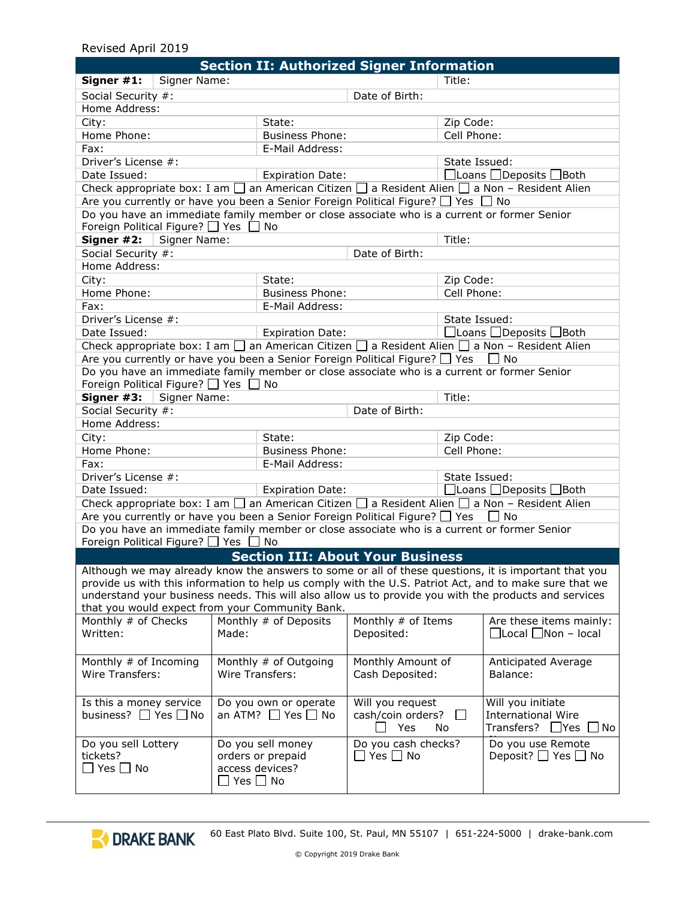Revised April 2019

## Section II: Authorized Signer Information

| **Signer #1:** | Signer Name: | | Title: |
|---|---|---|---|
| Social Security #: | | Date of Birth: | |
| Home Address: | | | |
| City: | State: | | Zip Code: |
| Home Phone: | Business Phone: | | Cell Phone: |
| Fax: | E-Mail Address: | | |
| Driver's License #: | | | State Issued: |
| Date Issued: | Expiration Date: | | ☐Loans ☐Deposits ☐Both |
| Check appropriate box: I am ☐ an American Citizen ☐ a Resident Alien ☐ a Non – Resident Alien | | | |
| Are you currently or have you been a Senior Foreign Political Figure? ☐ Yes ☐ No | | | |
| Do you have an immediate family member or close associate who is a current or former Senior Foreign Political Figure? ☐ Yes ☐ No | | | |
| **Signer #2:** | Signer Name: | | Title: |
| Social Security #: | | Date of Birth: | |
| Home Address: | | | |
| City: | State: | | Zip Code: |
| Home Phone: | Business Phone: | | Cell Phone: |
| Fax: | E-Mail Address: | | |
| Driver's License #: | | | State Issued: |
| Date Issued: | Expiration Date: | | ☐Loans ☐Deposits ☐Both |
| Check appropriate box: I am ☐ an American Citizen ☐ a Resident Alien ☐ a Non – Resident Alien | | | |
| Are you currently or have you been a Senior Foreign Political Figure? ☐ Yes ☐ No | | | |
| Do you have an immediate family member or close associate who is a current or former Senior Foreign Political Figure? ☐ Yes ☐ No | | | |
| **Signer #3:** | Signer Name: | | Title: |
| Social Security #: | | Date of Birth: | |
| Home Address: | | | |
| City: | State: | | Zip Code: |
| Home Phone: | Business Phone: | | Cell Phone: |
| Fax: | E-Mail Address: | | |
| Driver's License #: | | | State Issued: |
| Date Issued: | Expiration Date: | | ☐Loans ☐Deposits ☐Both |
| Check appropriate box: I am ☐ an American Citizen ☐ a Resident Alien ☐ a Non – Resident Alien | | | |
| Are you currently or have you been a Senior Foreign Political Figure? ☐ Yes ☐ No | | | |
| Do you have an immediate family member or close associate who is a current or former Senior Foreign Political Figure? ☐ Yes ☐ No | | | |

## Section III: About Your Business

Although we may already know the answers to some or all of these questions, it is important that you provide us with this information to help us comply with the U.S. Patriot Act, and to make sure that we understand your business needs. This will also allow us to provide you with the products and services that you would expect from your Community Bank.

| Monthly # of Checks Written: | Monthly # of Deposits Made: | Monthly # of Items Deposited: | Are these items mainly: ☐Local ☐Non – local |
|---|---|---|---|
| Monthly # of Incoming Wire Transfers: | Monthly # of Outgoing Wire Transfers: | Monthly Amount of Cash Deposited: | Anticipated Average Balance: |
| Is this a money service business? ☐ Yes ☐ No | Do you own or operate an ATM? ☐ Yes ☐ No | Will you request cash/coin orders? ☐ Yes ☐ No | Will you initiate International Wire Transfers? ☐Yes ☐ No |
| Do you sell Lottery tickets? ☐ Yes ☐ No | Do you sell money orders or prepaid access devices? ☐ Yes ☐ No | Do you cash checks? ☐ Yes ☐ No | Do you use Remote Deposit? ☐ Yes ☐ No |

DRAKE BANK 60 East Plato Blvd. Suite 100, St. Paul, MN 55107 | 651-224-5000 | drake-bank.com

© Copyright 2019 Drake Bank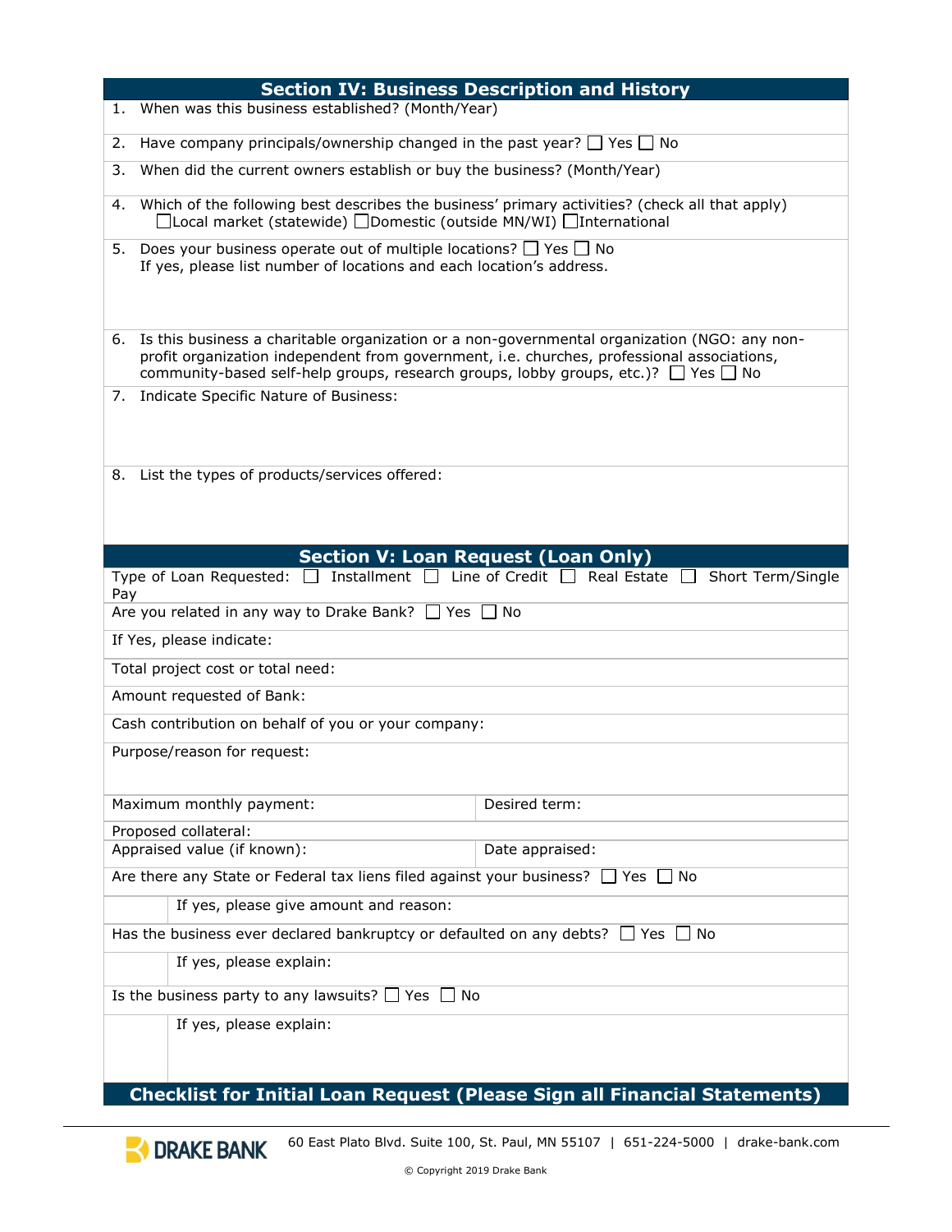## Section IV: Business Description and History

1. When was this business established? (Month/Year)

2. Have company principals/ownership changed in the past year? ☐ Yes ☐ No

3. When did the current owners establish or buy the business? (Month/Year)

4. Which of the following best describes the business' primary activities? (check all that apply)
   ☐Local market (statewide) ☐Domestic (outside MN/WI) ☐International

5. Does your business operate out of multiple locations? ☐ Yes ☐ No
   If yes, please list number of locations and each location's address.

6. Is this business a charitable organization or a non-governmental organization (NGO: any non-profit organization independent from government, i.e. churches, professional associations, community-based self-help groups, research groups, lobby groups, etc.)? ☐ Yes ☐ No

7. Indicate Specific Nature of Business:

8. List the types of products/services offered:

## Section V: Loan Request (Loan Only)

Type of Loan Requested: ☐ Installment ☐ Line of Credit ☐ Real Estate ☐ Short Term/Single Pay

Are you related in any way to Drake Bank? ☐ Yes ☐ No

If Yes, please indicate:

Total project cost or total need:

Amount requested of Bank:

Cash contribution on behalf of you or your company:

Purpose/reason for request:

| Maximum monthly payment: | Desired term: |
|---|---|

Proposed collateral:

| Appraised value (if known): | Date appraised: |
|---|---|

Are there any State or Federal tax liens filed against your business? ☐ Yes ☐ No

If yes, please give amount and reason:

Has the business ever declared bankruptcy or defaulted on any debts? ☐ Yes ☐ No

If yes, please explain:

Is the business party to any lawsuits? ☐ Yes ☐ No

If yes, please explain:

## Checklist for Initial Loan Request (Please Sign all Financial Statements)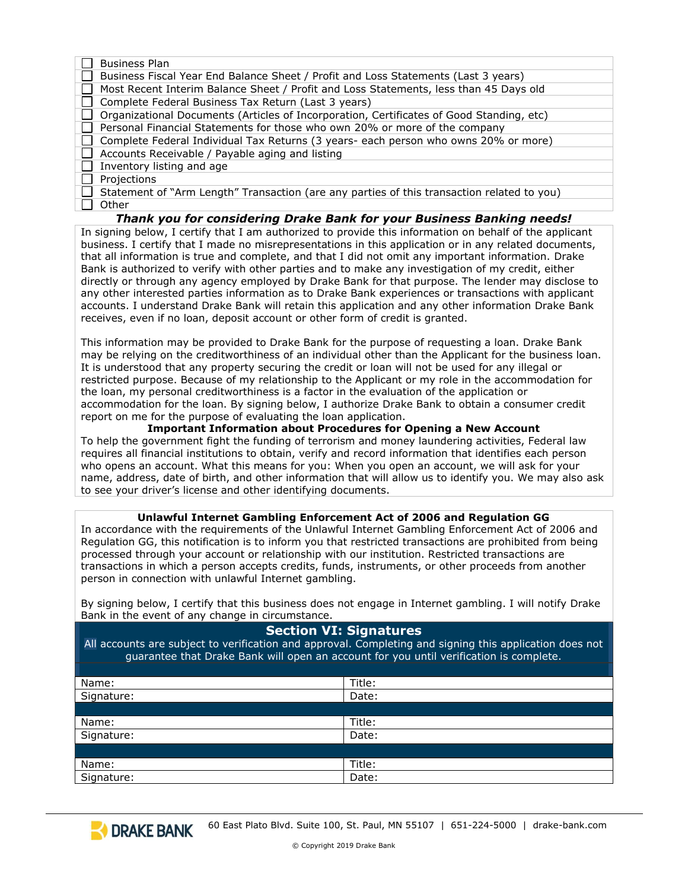- [ ] Business Plan
- [ ] Business Fiscal Year End Balance Sheet / Profit and Loss Statements (Last 3 years)
- [ ] Most Recent Interim Balance Sheet / Profit and Loss Statements, less than 45 Days old
- [ ] Complete Federal Business Tax Return (Last 3 years)
- [ ] Organizational Documents (Articles of Incorporation, Certificates of Good Standing, etc)
- [ ] Personal Financial Statements for those who own 20% or more of the company
- [ ] Complete Federal Individual Tax Returns (3 years- each person who owns 20% or more)
- [ ] Accounts Receivable / Payable aging and listing
- [ ] Inventory listing and age
- [ ] Projections
- [ ] Statement of "Arm Length" Transaction (are any parties of this transaction related to you)
- [ ] Other

***Thank you for considering Drake Bank for your Business Banking needs!***

In signing below, I certify that I am authorized to provide this information on behalf of the applicant business. I certify that I made no misrepresentations in this application or in any related documents, that all information is true and complete, and that I did not omit any important information. Drake Bank is authorized to verify with other parties and to make any investigation of my credit, either directly or through any agency employed by Drake Bank for that purpose. The lender may disclose to any other interested parties information as to Drake Bank experiences or transactions with applicant accounts. I understand Drake Bank will retain this application and any other information Drake Bank receives, even if no loan, deposit account or other form of credit is granted.

This information may be provided to Drake Bank for the purpose of requesting a loan. Drake Bank may be relying on the creditworthiness of an individual other than the Applicant for the business loan. It is understood that any property securing the credit or loan will not be used for any illegal or restricted purpose. Because of my relationship to the Applicant or my role in the accommodation for the loan, my personal creditworthiness is a factor in the evaluation of the application or accommodation for the loan. By signing below, I authorize Drake Bank to obtain a consumer credit report on me for the purpose of evaluating the loan application.

**Important Information about Procedures for Opening a New Account**

To help the government fight the funding of terrorism and money laundering activities, Federal law requires all financial institutions to obtain, verify and record information that identifies each person who opens an account. What this means for you: When you open an account, we will ask for your name, address, date of birth, and other information that will allow us to identify you. We may also ask to see your driver's license and other identifying documents.

**Unlawful Internet Gambling Enforcement Act of 2006 and Regulation GG**

In accordance with the requirements of the Unlawful Internet Gambling Enforcement Act of 2006 and Regulation GG, this notification is to inform you that restricted transactions are prohibited from being processed through your account or relationship with our institution. Restricted transactions are transactions in which a person accepts credits, funds, instruments, or other proceeds from another person in connection with unlawful Internet gambling.

By signing below, I certify that this business does not engage in Internet gambling. I will notify Drake Bank in the event of any change in circumstance.

## Section VI: Signatures

All accounts are subject to verification and approval. Completing and signing this application does not guarantee that Drake Bank will open an account for you until verification is complete.

| | |
|---|---|
| Name: | Title: |
| Signature: | Date: |
| | |
| Name: | Title: |
| Signature: | Date: |
| | |
| Name: | Title: |
| Signature: | Date: |

DRAKE BANK 60 East Plato Blvd. Suite 100, St. Paul, MN 55107 | 651-224-5000 | drake-bank.com

© Copyright 2019 Drake Bank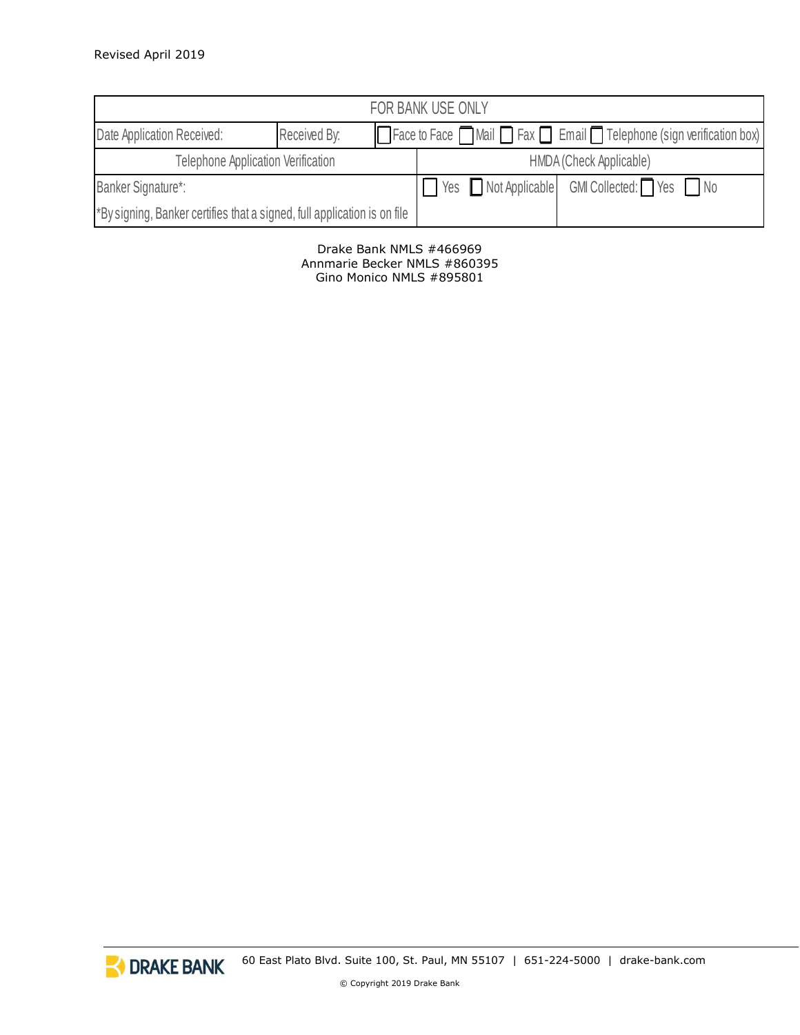Revised April 2019

| FOR BANK USE ONLY | | | |
|---|---|---|---|
| Date Application Received: | Received By: | ☐ Face to Face ☐ Mail ☐ Fax ☐ Email ☐ Telephone (sign verification box) | |
| Telephone Application Verification | | HMDA (Check Applicable) | |
| Banker Signature*: | | ☐ Yes ☐ Not Applicable | GMI Collected: ☐ Yes ☐ No |
| *By signing, Banker certifies that a signed, full application is on file | | | |

Drake Bank NMLS #466969
Annmarie Becker NMLS #860395
Gino Monico NMLS #895801

DRAKE BANK 60 East Plato Blvd. Suite 100, St. Paul, MN 55107 | 651-224-5000 | drake-bank.com

© Copyright 2019 Drake Bank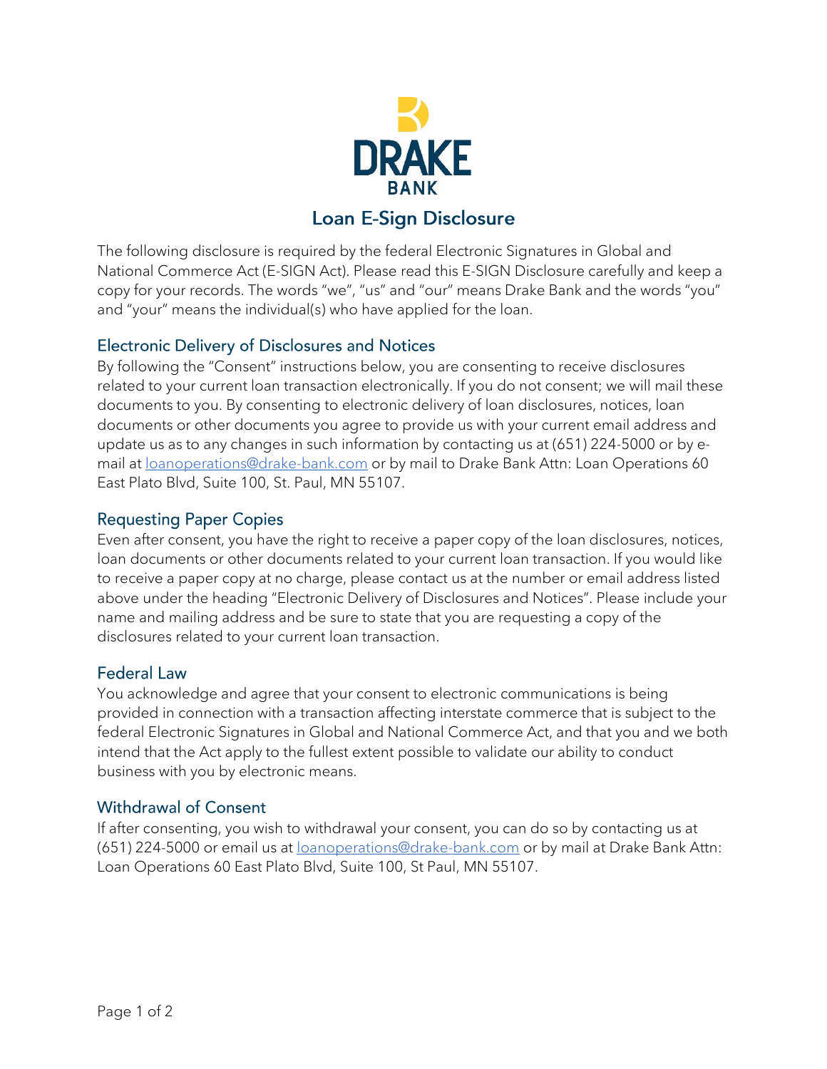# Loan E-Sign Disclosure

The following disclosure is required by the federal Electronic Signatures in Global and National Commerce Act (E-SIGN Act). Please read this E-SIGN Disclosure carefully and keep a copy for your records. The words "we", "us" and "our" means Drake Bank and the words "you" and "your" means the individual(s) who have applied for the loan.

## Electronic Delivery of Disclosures and Notices

By following the "Consent" instructions below, you are consenting to receive disclosures related to your current loan transaction electronically. If you do not consent; we will mail these documents to you. By consenting to electronic delivery of loan disclosures, notices, loan documents or other documents you agree to provide us with your current email address and update us as to any changes in such information by contacting us at (651) 224-5000 or by e-mail at loanoperations@drake-bank.com or by mail to Drake Bank Attn: Loan Operations 60 East Plato Blvd, Suite 100, St. Paul, MN 55107.

## Requesting Paper Copies

Even after consent, you have the right to receive a paper copy of the loan disclosures, notices, loan documents or other documents related to your current loan transaction. If you would like to receive a paper copy at no charge, please contact us at the number or email address listed above under the heading "Electronic Delivery of Disclosures and Notices". Please include your name and mailing address and be sure to state that you are requesting a copy of the disclosures related to your current loan transaction.

## Federal Law

You acknowledge and agree that your consent to electronic communications is being provided in connection with a transaction affecting interstate commerce that is subject to the federal Electronic Signatures in Global and National Commerce Act, and that you and we both intend that the Act apply to the fullest extent possible to validate our ability to conduct business with you by electronic means.

## Withdrawal of Consent

If after consenting, you wish to withdrawal your consent, you can do so by contacting us at (651) 224-5000 or email us at loanoperations@drake-bank.com or by mail at Drake Bank Attn: Loan Operations 60 East Plato Blvd, Suite 100, St Paul, MN 55107.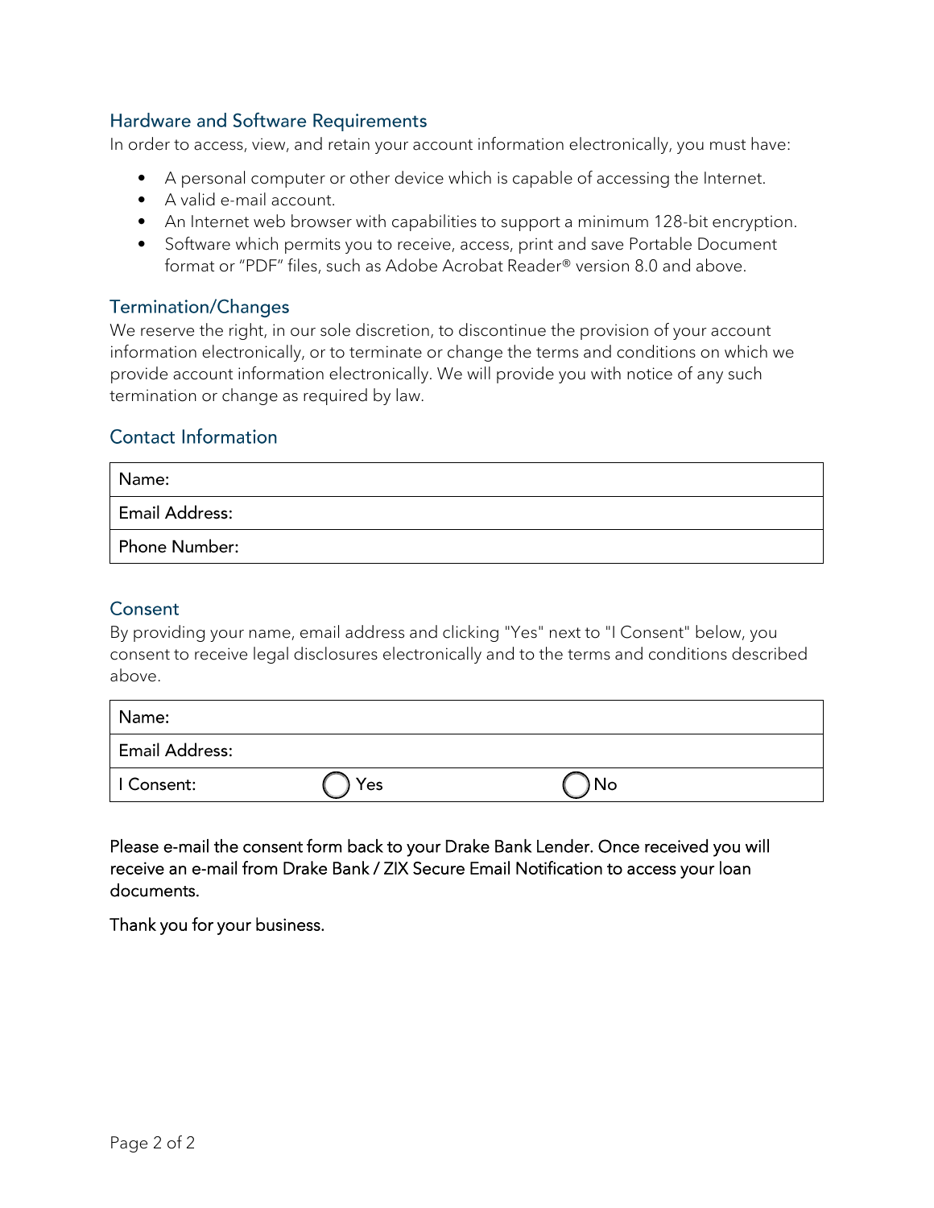## Hardware and Software Requirements

In order to access, view, and retain your account information electronically, you must have:

- A personal computer or other device which is capable of accessing the Internet.
- A valid e-mail account.
- An Internet web browser with capabilities to support a minimum 128-bit encryption.
- Software which permits you to receive, access, print and save Portable Document format or "PDF" files, such as Adobe Acrobat Reader® version 8.0 and above.

## Termination/Changes

We reserve the right, in our sole discretion, to discontinue the provision of your account information electronically, or to terminate or change the terms and conditions on which we provide account information electronically. We will provide you with notice of any such termination or change as required by law.

## Contact Information

| | |
|---|---|
| Name: | |
| Email Address: | |
| Phone Number: | |

## Consent

By providing your name, email address and clicking "Yes" next to "I Consent" below, you consent to receive legal disclosures electronically and to the terms and conditions described above.

| | | |
|---|---|---|
| Name: | | |
| Email Address: | | |
| I Consent: | ◯ Yes | ◯ No |

Please e-mail the consent form back to your Drake Bank Lender. Once received you will receive an e-mail from Drake Bank / ZIX Secure Email Notification to access your loan documents.

Thank you for your business.